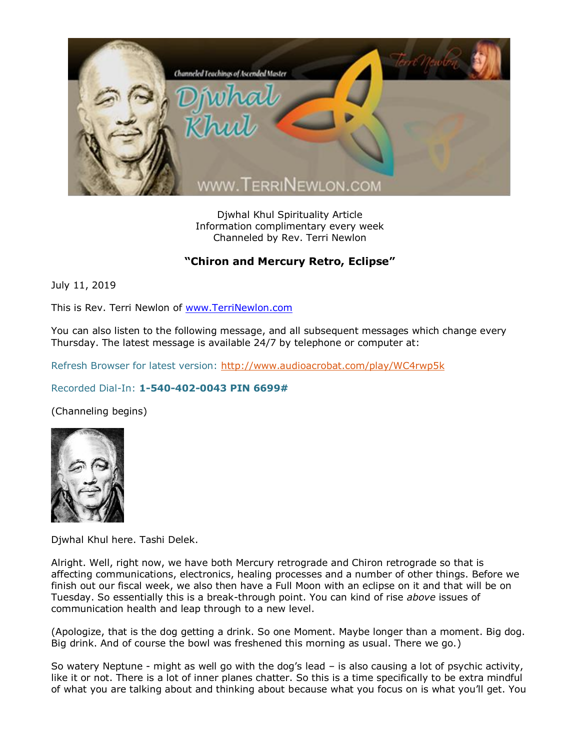Djwhal Khul Spirituality Article
Information complimentary every week
Channeled by Rev. Terri Newlon

**"Chiron and Mercury Retro, Eclipse"**

July 11, 2019

This is Rev. Terri Newlon of www.TerriNewlon.com

You can also listen to the following message, and all subsequent messages which change every Thursday. The latest message is available 24/7 by telephone or computer at:

Refresh Browser for latest version: http://www.audioacrobat.com/play/WC4rwp5k

Recorded Dial-In: **1-540-402-0043 PIN 6699#**

(Channeling begins)

Djwhal Khul here. Tashi Delek.

Alright. Well, right now, we have both Mercury retrograde and Chiron retrograde so that is affecting communications, electronics, healing processes and a number of other things. Before we finish out our fiscal week, we also then have a Full Moon with an eclipse on it and that will be on Tuesday. So essentially this is a break-through point. You can kind of rise *above* issues of communication health and leap through to a new level.

(Apologize, that is the dog getting a drink. So one Moment. Maybe longer than a moment. Big dog. Big drink. And of course the bowl was freshened this morning as usual. There we go.)

So watery Neptune - might as well go with the dog's lead – is also causing a lot of psychic activity, like it or not. There is a lot of inner planes chatter. So this is a time specifically to be extra mindful of what you are talking about and thinking about because what you focus on is what you'll get. You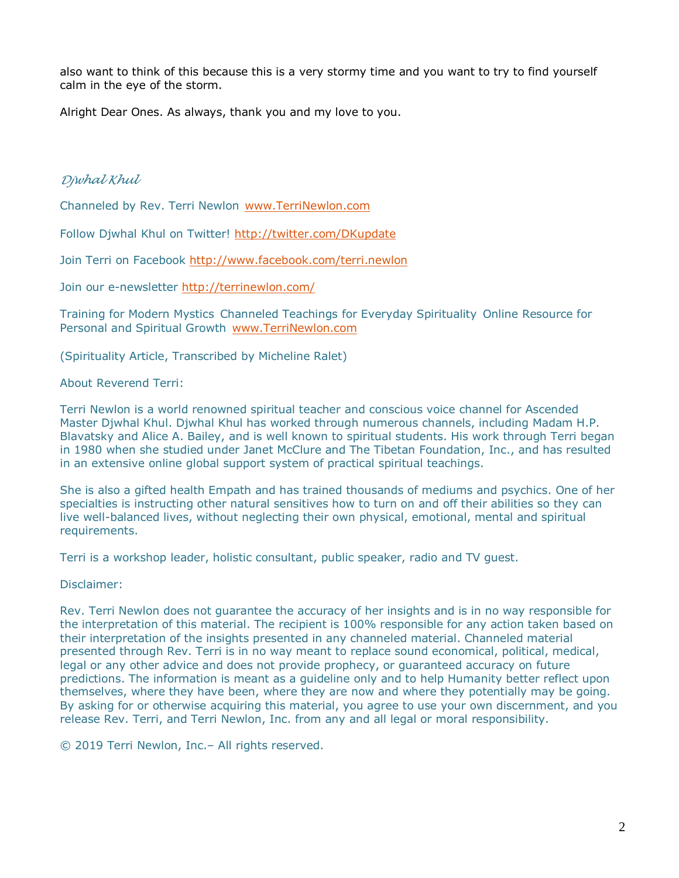also want to think of this because this is a very stormy time and you want to try to find yourself calm in the eye of the storm.

Alright Dear Ones. As always, thank you and my love to you.

*Djwhal Khul*

Channeled by Rev. Terri Newlon www.TerriNewlon.com

Follow Djwhal Khul on Twitter! http://twitter.com/DKupdate

Join Terri on Facebook http://www.facebook.com/terri.newlon

Join our e-newsletter http://terrinewlon.com/

Training for Modern Mystics Channeled Teachings for Everyday Spirituality Online Resource for Personal and Spiritual Growth www.TerriNewlon.com

(Spirituality Article, Transcribed by Micheline Ralet)

About Reverend Terri:

Terri Newlon is a world renowned spiritual teacher and conscious voice channel for Ascended Master Djwhal Khul. Djwhal Khul has worked through numerous channels, including Madam H.P. Blavatsky and Alice A. Bailey, and is well known to spiritual students. His work through Terri began in 1980 when she studied under Janet McClure and The Tibetan Foundation, Inc., and has resulted in an extensive online global support system of practical spiritual teachings.

She is also a gifted health Empath and has trained thousands of mediums and psychics. One of her specialties is instructing other natural sensitives how to turn on and off their abilities so they can live well-balanced lives, without neglecting their own physical, emotional, mental and spiritual requirements.

Terri is a workshop leader, holistic consultant, public speaker, radio and TV guest.

Disclaimer:

Rev. Terri Newlon does not guarantee the accuracy of her insights and is in no way responsible for the interpretation of this material. The recipient is 100% responsible for any action taken based on their interpretation of the insights presented in any channeled material. Channeled material presented through Rev. Terri is in no way meant to replace sound economical, political, medical, legal or any other advice and does not provide prophecy, or guaranteed accuracy on future predictions. The information is meant as a guideline only and to help Humanity better reflect upon themselves, where they have been, where they are now and where they potentially may be going. By asking for or otherwise acquiring this material, you agree to use your own discernment, and you release Rev. Terri, and Terri Newlon, Inc. from any and all legal or moral responsibility.

© 2019 Terri Newlon, Inc.– All rights reserved.